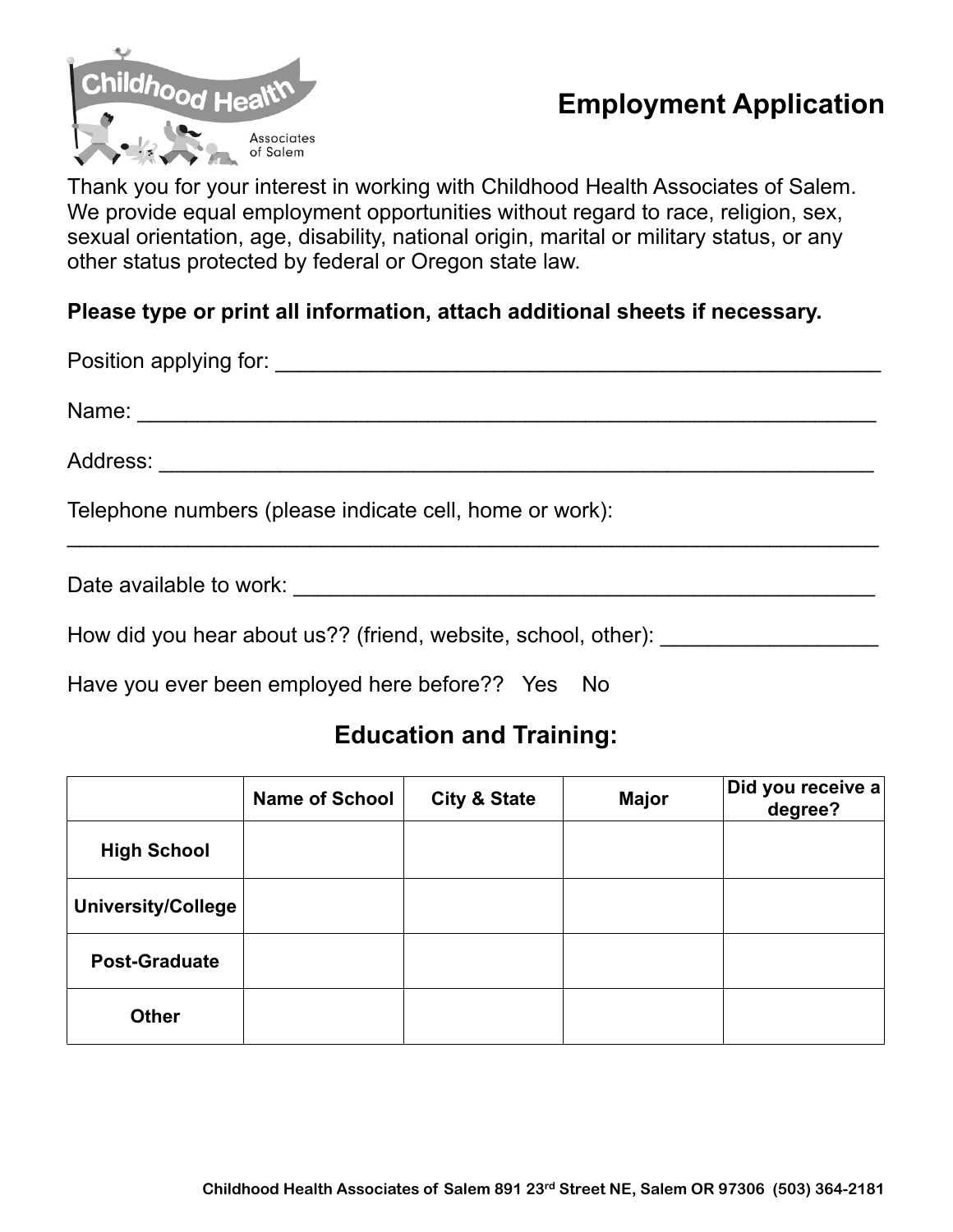# Employment Application

Thank you for your interest in working with Childhood Health Associates of Salem. We provide equal employment opportunities without regard to race, religion, sex, sexual orientation, age, disability, national origin, marital or military status, or any other status protected by federal or Oregon state law.

**Please type or print all information, attach additional sheets if necessary.**

Position applying for: ____________________________________________

Name: ____________________________________________

Address: ____________________________________________

Telephone numbers (please indicate cell, home or work):

____________________________________________

Date available to work: ____________________________________________

How did you hear about us?? (friend, website, school, other): __________________

Have you ever been employed here before?? Yes No

## Education and Training:

| | Name of School | City & State | Major | Did you receive a degree? |
|---|---|---|---|---|
| **High School** | | | | |
| **University/College** | | | | |
| **Post-Graduate** | | | | |
| **Other** | | | | |

**Childhood Health Associates of Salem 891 23rd Street NE, Salem OR 97306 (503) 364-2181**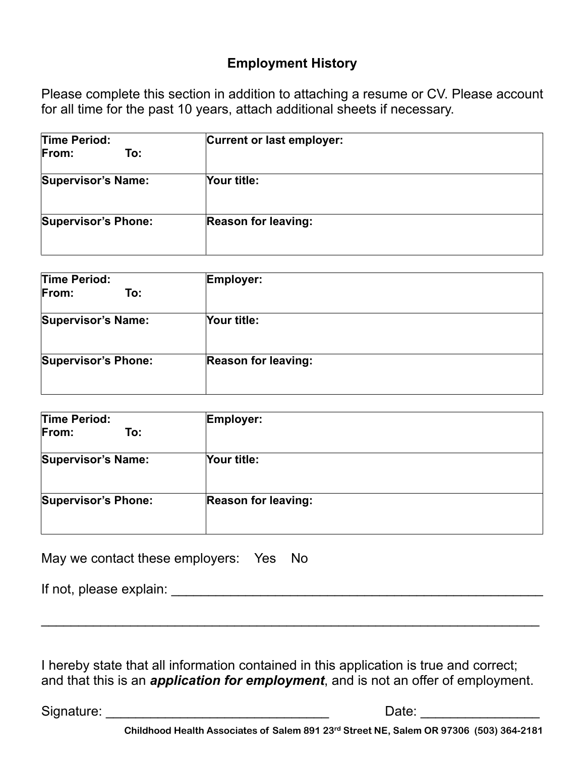## Employment History

Please complete this section in addition to attaching a resume or CV. Please account for all time for the past 10 years, attach additional sheets if necessary.

| | |
|---|---|
| **Time Period:**<br>**From: To:** | **Current or last employer:** |
| **Supervisor's Name:** | **Your title:** |
| **Supervisor's Phone:** | **Reason for leaving:** |

| | |
|---|---|
| **Time Period:**<br>**From: To:** | **Employer:** |
| **Supervisor's Name:** | **Your title:** |
| **Supervisor's Phone:** | **Reason for leaving:** |

| | |
|---|---|
| **Time Period:**<br>**From: To:** | **Employer:** |
| **Supervisor's Name:** | **Your title:** |
| **Supervisor's Phone:** | **Reason for leaving:** |

May we contact these employers: Yes No

If not, please explain: ____________________________________________________

______________________________________________________________________

I hereby state that all information contained in this application is true and correct; and that this is an ***application for employment***, and is not an offer of employment.

Signature: ______________________________ Date: ________________

**Childhood Health Associates of Salem 891 23rd Street NE, Salem OR 97306 (503) 364-2181**